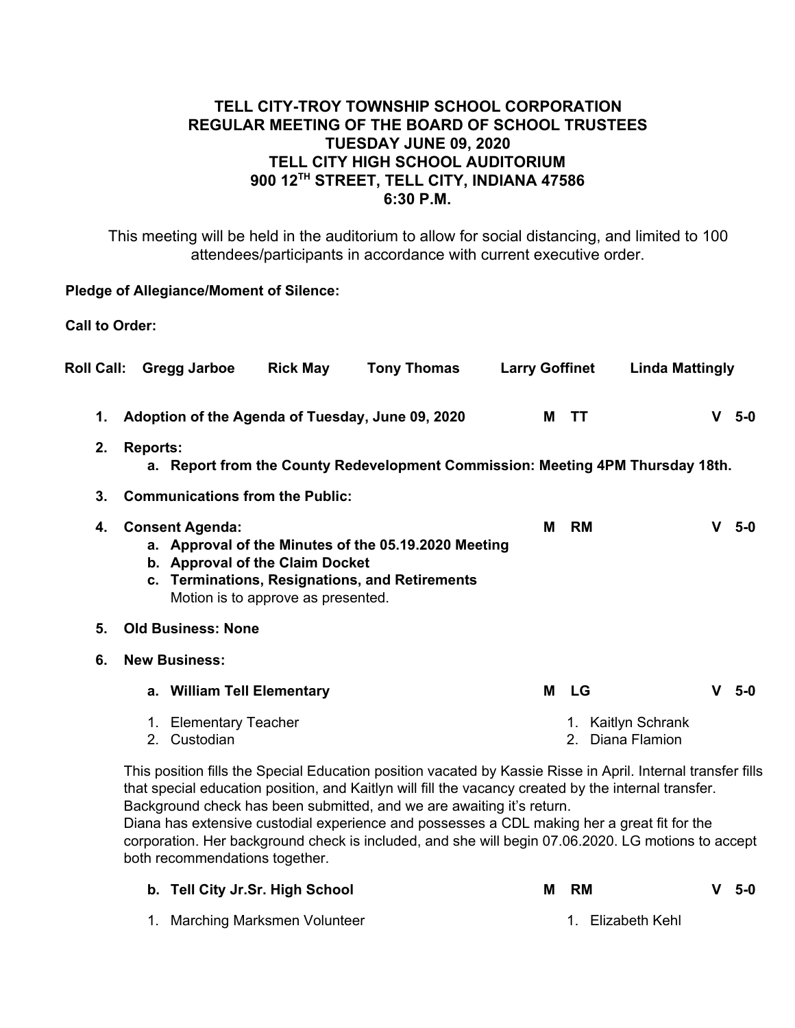**TELL CITY-TROY TOWNSHIP SCHOOL CORPORATION**
**REGULAR MEETING OF THE BOARD OF SCHOOL TRUSTEES**
**TUESDAY JUNE 09, 2020**
**TELL CITY HIGH SCHOOL AUDITORIUM**
**900 12TH STREET, TELL CITY, INDIANA 47586**
**6:30 P.M.**

This meeting will be held in the auditorium to allow for social distancing, and limited to 100 attendees/participants in accordance with current executive order.

**Pledge of Allegiance/Moment of Silence:**

**Call to Order:**

**Roll Call:** **Gregg Jarboe** **Rick May** **Tony Thomas** **Larry Goffinet** **Linda Mattingly**

1. **Adoption of the Agenda of Tuesday, June 09, 2020** **M TT** **V 5-0**

2. **Reports:**
   a. **Report from the County Redevelopment Commission: Meeting 4PM Thursday 18th.**

3. **Communications from the Public:**

4. **Consent Agenda:** **M RM** **V 5-0**
   a. **Approval of the Minutes of the 05.19.2020 Meeting**
   b. **Approval of the Claim Docket**
   c. **Terminations, Resignations, and Retirements**
   Motion is to approve as presented.

5. **Old Business: None**

6. **New Business:**

   a. **William Tell Elementary** **M LG** **V 5-0**

   1. Elementary Teacher — 1. Kaitlyn Schrank
   2. Custodian — 2. Diana Flamion

   This position fills the Special Education position vacated by Kassie Risse in April. Internal transfer fills that special education position, and Kaitlyn will fill the vacancy created by the internal transfer. Background check has been submitted, and we are awaiting it's return.
   Diana has extensive custodial experience and possesses a CDL making her a great fit for the corporation. Her background check is included, and she will begin 07.06.2020. LG motions to accept both recommendations together.

   b. **Tell City Jr.Sr. High School** **M RM** **V 5-0**

   1. Marching Marksmen Volunteer — 1. Elizabeth Kehl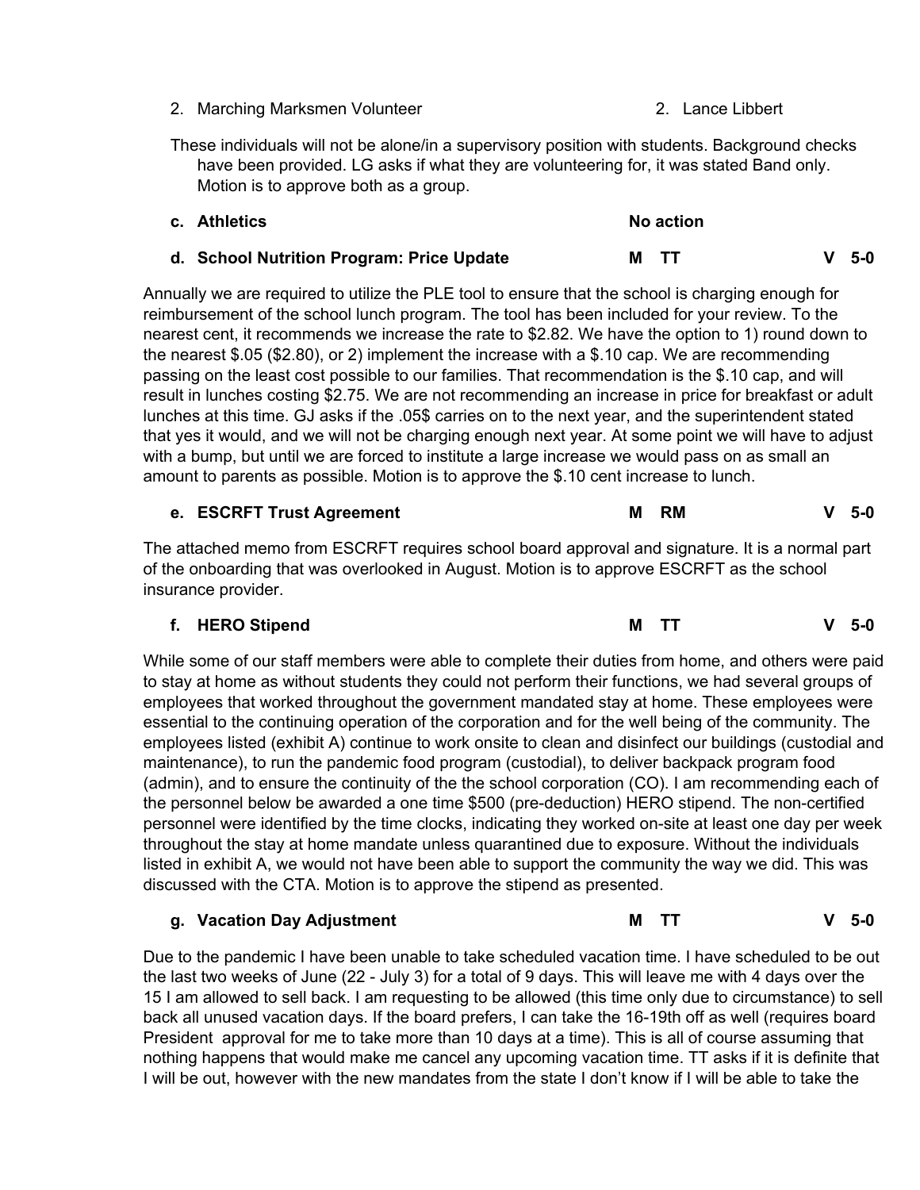2. Marching Marksmen Volunteer 2. Lance Libbert

These individuals will not be alone/in a supervisory position with students. Background checks have been provided. LG asks if what they are volunteering for, it was stated Band only. Motion is to approve both as a group.

**c. Athletics** **No action**

**d. School Nutrition Program: Price Update** **M TT** **V 5-0**

Annually we are required to utilize the PLE tool to ensure that the school is charging enough for reimbursement of the school lunch program. The tool has been included for your review. To the nearest cent, it recommends we increase the rate to $2.82. We have the option to 1) round down to the nearest $.05 ($2.80), or 2) implement the increase with a $.10 cap. We are recommending passing on the least cost possible to our families. That recommendation is the $.10 cap, and will result in lunches costing $2.75. We are not recommending an increase in price for breakfast or adult lunches at this time. GJ asks if the .05$ carries on to the next year, and the superintendent stated that yes it would, and we will not be charging enough next year. At some point we will have to adjust with a bump, but until we are forced to institute a large increase we would pass on as small an amount to parents as possible. Motion is to approve the $.10 cent increase to lunch.

**e. ESCRFT Trust Agreement** **M RM** **V 5-0**

The attached memo from ESCRFT requires school board approval and signature. It is a normal part of the onboarding that was overlooked in August. Motion is to approve ESCRFT as the school insurance provider.

**f. HERO Stipend** **M TT** **V 5-0**

While some of our staff members were able to complete their duties from home, and others were paid to stay at home as without students they could not perform their functions, we had several groups of employees that worked throughout the government mandated stay at home. These employees were essential to the continuing operation of the corporation and for the well being of the community. The employees listed (exhibit A) continue to work onsite to clean and disinfect our buildings (custodial and maintenance), to run the pandemic food program (custodial), to deliver backpack program food (admin), and to ensure the continuity of the the school corporation (CO). I am recommending each of the personnel below be awarded a one time $500 (pre-deduction) HERO stipend. The non-certified personnel were identified by the time clocks, indicating they worked on-site at least one day per week throughout the stay at home mandate unless quarantined due to exposure. Without the individuals listed in exhibit A, we would not have been able to support the community the way we did. This was discussed with the CTA. Motion is to approve the stipend as presented.

**g. Vacation Day Adjustment** **M TT** **V 5-0**

Due to the pandemic I have been unable to take scheduled vacation time. I have scheduled to be out the last two weeks of June (22 - July 3) for a total of 9 days. This will leave me with 4 days over the 15 I am allowed to sell back. I am requesting to be allowed (this time only due to circumstance) to sell back all unused vacation days. If the board prefers, I can take the 16-19th off as well (requires board President approval for me to take more than 10 days at a time). This is all of course assuming that nothing happens that would make me cancel any upcoming vacation time. TT asks if it is definite that I will be out, however with the new mandates from the state I don't know if I will be able to take the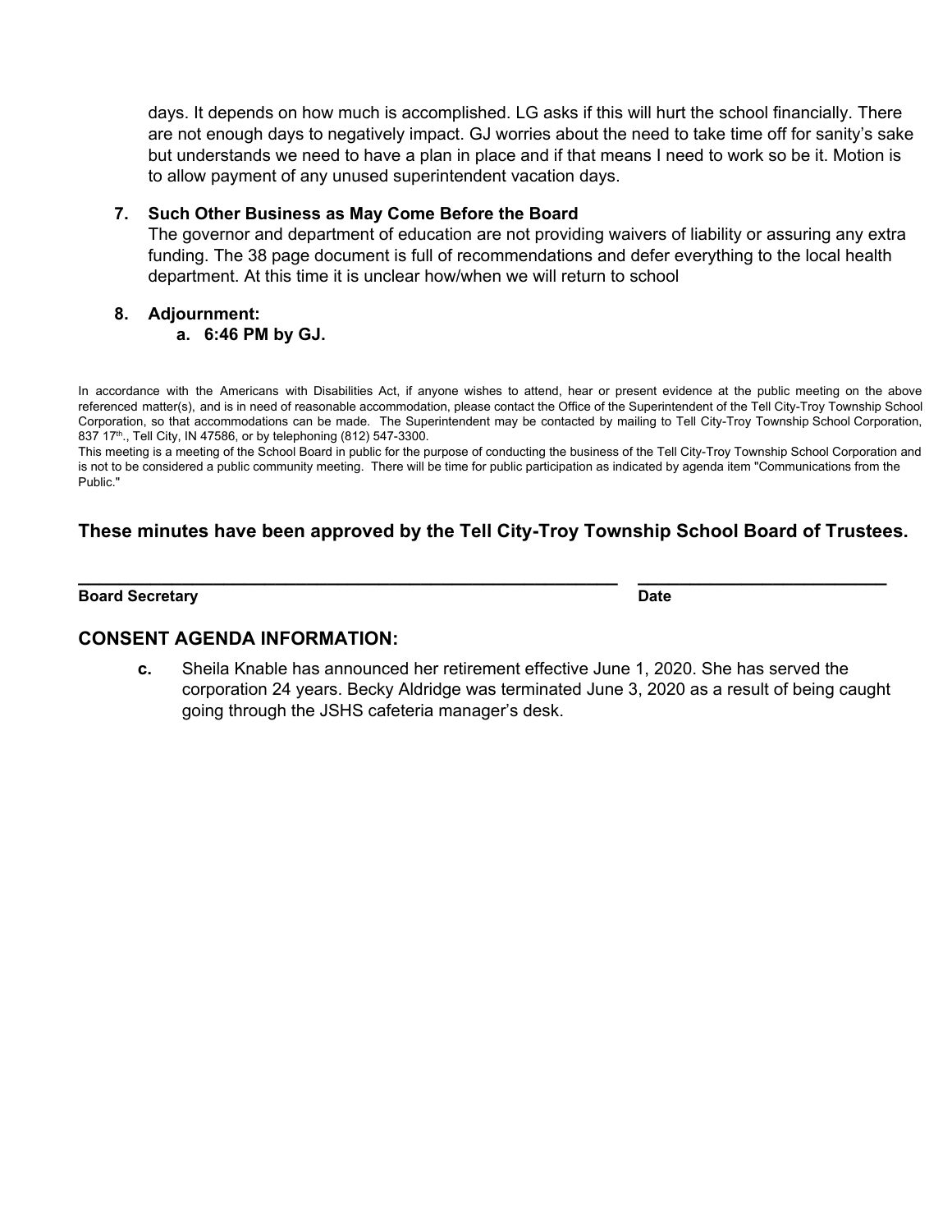days. It depends on how much is accomplished. LG asks if this will hurt the school financially. There are not enough days to negatively impact. GJ worries about the need to take time off for sanity's sake but understands we need to have a plan in place and if that means I need to work so be it. Motion is to allow payment of any unused superintendent vacation days.

7. **Such Other Business as May Come Before the Board**
   The governor and department of education are not providing waivers of liability or assuring any extra funding. The 38 page document is full of recommendations and defer everything to the local health department. At this time it is unclear how/when we will return to school

8. **Adjournment:**
   a. **6:46 PM by GJ.**

In accordance with the Americans with Disabilities Act, if anyone wishes to attend, hear or present evidence at the public meeting on the above referenced matter(s), and is in need of reasonable accommodation, please contact the Office of the Superintendent of the Tell City-Troy Township School Corporation, so that accommodations can be made. The Superintendent may be contacted by mailing to Tell City-Troy Township School Corporation, 837 17th., Tell City, IN 47586, or by telephoning (812) 547-3300.
This meeting is a meeting of the School Board in public for the purpose of conducting the business of the Tell City-Troy Township School Corporation and is not to be considered a public community meeting. There will be time for public participation as indicated by agenda item "Communications from the Public."

### These minutes have been approved by the Tell City-Troy Township School Board of Trustees.

\_\_\_\_\_\_\_\_\_\_\_\_\_\_\_\_\_\_\_\_\_\_\_\_\_\_\_\_\_\_\_\_\_\_\_\_\_\_\_\_\_\_\_\_ \_\_\_\_\_\_\_\_\_\_\_\_\_\_\_\_\_\_\_\_\_\_\_\_\_\_
**Board Secretary** **Date**

## CONSENT AGENDA INFORMATION:

**c.** Sheila Knable has announced her retirement effective June 1, 2020. She has served the corporation 24 years. Becky Aldridge was terminated June 3, 2020 as a result of being caught going through the JSHS cafeteria manager's desk.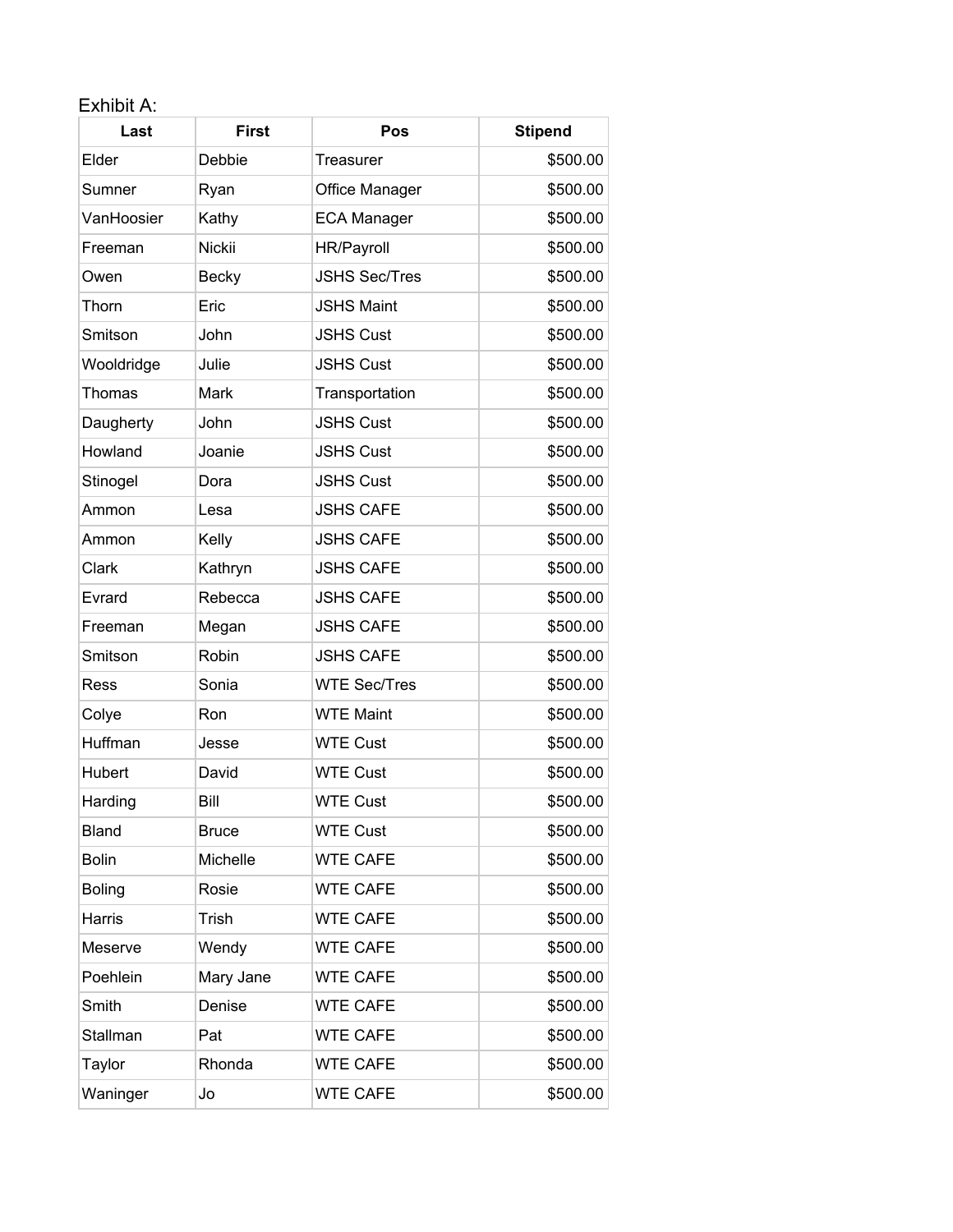Exhibit A:

| Last | First | Pos | Stipend |
|---|---|---|---:|
| Elder | Debbie | Treasurer | $500.00 |
| Sumner | Ryan | Office Manager | $500.00 |
| VanHoosier | Kathy | ECA Manager | $500.00 |
| Freeman | Nickii | HR/Payroll | $500.00 |
| Owen | Becky | JSHS Sec/Tres | $500.00 |
| Thorn | Eric | JSHS Maint | $500.00 |
| Smitson | John | JSHS Cust | $500.00 |
| Wooldridge | Julie | JSHS Cust | $500.00 |
| Thomas | Mark | Transportation | $500.00 |
| Daugherty | John | JSHS Cust | $500.00 |
| Howland | Joanie | JSHS Cust | $500.00 |
| Stinogel | Dora | JSHS Cust | $500.00 |
| Ammon | Lesa | JSHS CAFE | $500.00 |
| Ammon | Kelly | JSHS CAFE | $500.00 |
| Clark | Kathryn | JSHS CAFE | $500.00 |
| Evrard | Rebecca | JSHS CAFE | $500.00 |
| Freeman | Megan | JSHS CAFE | $500.00 |
| Smitson | Robin | JSHS CAFE | $500.00 |
| Ress | Sonia | WTE Sec/Tres | $500.00 |
| Colye | Ron | WTE Maint | $500.00 |
| Huffman | Jesse | WTE Cust | $500.00 |
| Hubert | David | WTE Cust | $500.00 |
| Harding | Bill | WTE Cust | $500.00 |
| Bland | Bruce | WTE Cust | $500.00 |
| Bolin | Michelle | WTE CAFE | $500.00 |
| Boling | Rosie | WTE CAFE | $500.00 |
| Harris | Trish | WTE CAFE | $500.00 |
| Meserve | Wendy | WTE CAFE | $500.00 |
| Poehlein | Mary Jane | WTE CAFE | $500.00 |
| Smith | Denise | WTE CAFE | $500.00 |
| Stallman | Pat | WTE CAFE | $500.00 |
| Taylor | Rhonda | WTE CAFE | $500.00 |
| Waninger | Jo | WTE CAFE | $500.00 |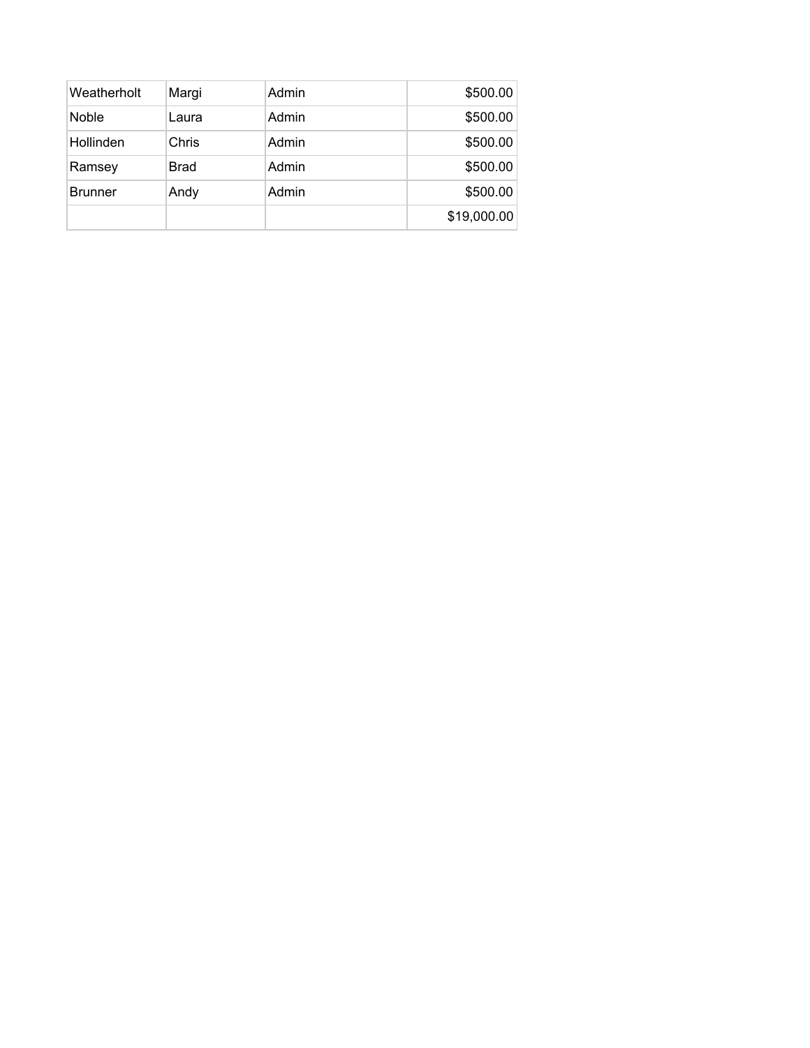| | | | |
|---|---|---|---|
| Weatherholt | Margi | Admin | $500.00 |
| Noble | Laura | Admin | $500.00 |
| Hollinden | Chris | Admin | $500.00 |
| Ramsey | Brad | Admin | $500.00 |
| Brunner | Andy | Admin | $500.00 |
| | | | $19,000.00 |